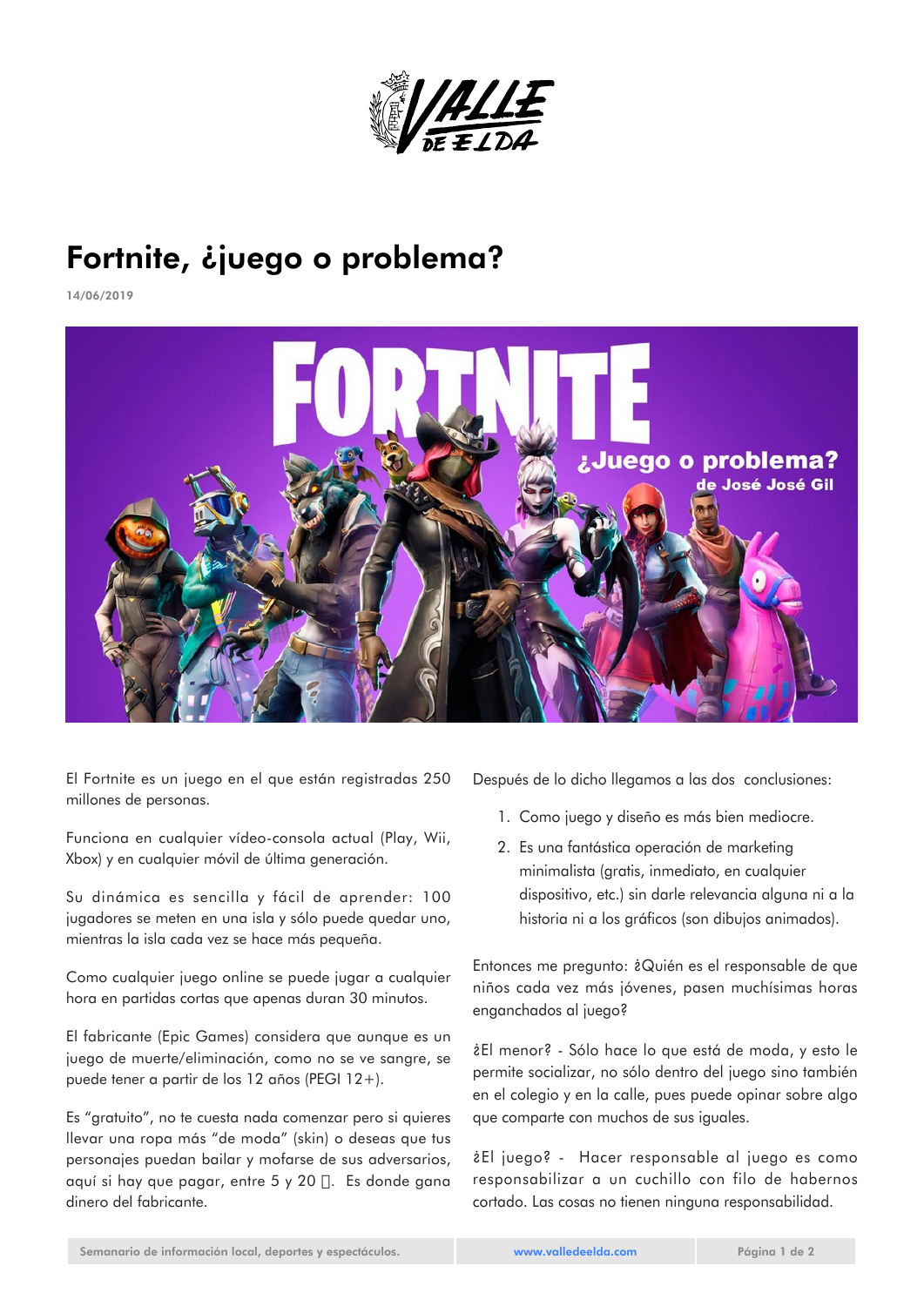# Fortnite, ¿juego o problema?

14/06/2019

El Fortnite es un juego en el que están registradas 250 millones de personas.

Funciona en cualquier vídeo-consola actual (Play, Wii, Xbox) y en cualquier móvil de última generación.

Su dinámica es sencilla y fácil de aprender: 100 jugadores se meten en una isla y sólo puede quedar uno, mientras la isla cada vez se hace más pequeña.

Como cualquier juego online se puede jugar a cualquier hora en partidas cortas que apenas duran 30 minutos.

El fabricante (Epic Games) considera que aunque es un juego de muerte/eliminación, como no se ve sangre, se puede tener a partir de los 12 años (PEGI 12+).

Es "gratuito", no te cuesta nada comenzar pero si quieres llevar una ropa más "de moda" (skin) o deseas que tus personajes puedan bailar y mofarse de sus adversarios, aquí si hay que pagar, entre 5 y 20 €. Es donde gana dinero del fabricante.

Después de lo dicho llegamos a las dos conclusiones:

1. Como juego y diseño es más bien mediocre.
2. Es una fantástica operación de marketing minimalista (gratis, inmediato, en cualquier dispositivo, etc.) sin darle relevancia alguna ni a la historia ni a los gráficos (son dibujos animados).

Entonces me pregunto: ¿Quién es el responsable de que niños cada vez más jóvenes, pasen muchísimas horas enganchados al juego?

¿El menor? - Sólo hace lo que está de moda, y esto le permite socializar, no sólo dentro del juego sino también en el colegio y en la calle, pues puede opinar sobre algo que comparte con muchos de sus iguales.

¿El juego? - Hacer responsable al juego es como responsabilizar a un cuchillo con filo de habernos cortado. Las cosas no tienen ninguna responsabilidad.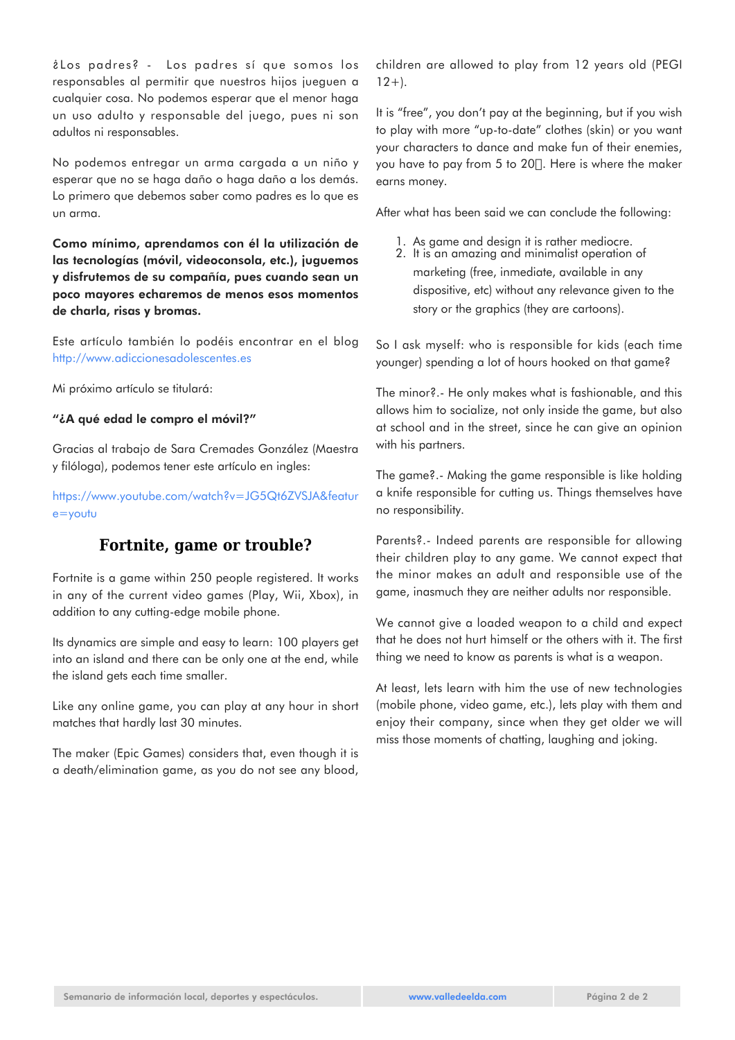¿Los padres? - Los padres sí que somos los responsables al permitir que nuestros hijos jueguen a cualquier cosa. No podemos esperar que el menor haga un uso adulto y responsable del juego, pues ni son adultos ni responsables.

No podemos entregar un arma cargada a un niño y esperar que no se haga daño o haga daño a los demás. Lo primero que debemos saber como padres es lo que es un arma.

**Como mínimo, aprendamos con él la utilización de las tecnologías (móvil, videoconsola, etc.), juguemos y disfrutemos de su compañía, pues cuando sean un poco mayores echaremos de menos esos momentos de charla, risas y bromas.**

Este artículo también lo podéis encontrar en el blog http://www.adiccionesadolescentes.es

Mi próximo artículo se titulará:

**"¿A qué edad le compro el móvil?"**

Gracias al trabajo de Sara Cremades González (Maestra y filóloga), podemos tener este artículo en ingles:

https://www.youtube.com/watch?v=JG5Qt6ZVSJA&feature=youtu

## Fortnite, game or trouble?

Fortnite is a game within 250 people registered. It works in any of the current video games (Play, Wii, Xbox), in addition to any cutting-edge mobile phone.

Its dynamics are simple and easy to learn: 100 players get into an island and there can be only one at the end, while the island gets each time smaller.

Like any online game, you can play at any hour in short matches that hardly last 30 minutes.

The maker (Epic Games) considers that, even though it is a death/elimination game, as you do not see any blood, children are allowed to play from 12 years old (PEGI 12+).

It is "free", you don't pay at the beginning, but if you wish to play with more "up-to-date" clothes (skin) or you want your characters to dance and make fun of their enemies, you have to pay from 5 to 20€. Here is where the maker earns money.

After what has been said we can conclude the following:

1. As game and design it is rather mediocre.
2. It is an amazing and minimalist operation of marketing (free, inmediate, available in any dispositive, etc) without any relevance given to the story or the graphics (they are cartoons).

So I ask myself: who is responsible for kids (each time younger) spending a lot of hours hooked on that game?

The minor?.- He only makes what is fashionable, and this allows him to socialize, not only inside the game, but also at school and in the street, since he can give an opinion with his partners.

The game?.- Making the game responsible is like holding a knife responsible for cutting us. Things themselves have no responsibility.

Parents?.- Indeed parents are responsible for allowing their children play to any game. We cannot expect that the minor makes an adult and responsible use of the game, inasmuch they are neither adults nor responsible.

We cannot give a loaded weapon to a child and expect that he does not hurt himself or the others with it. The first thing we need to know as parents is what is a weapon.

At least, lets learn with him the use of new technologies (mobile phone, video game, etc.), lets play with them and enjoy their company, since when they get older we will miss those moments of chatting, laughing and joking.